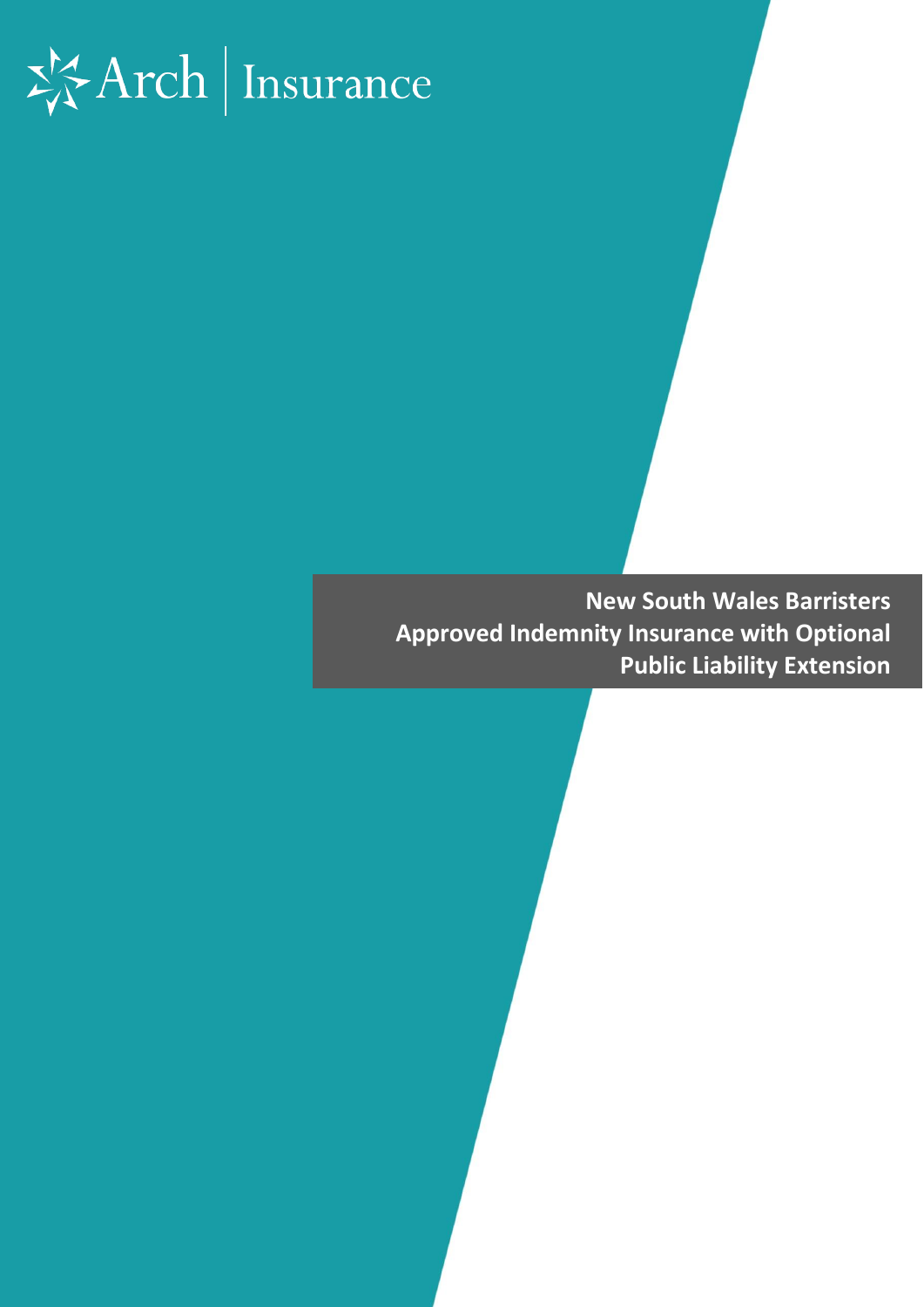Arch | Insurance

# New South Wales Barristers Approved Indemnity Insurance with Optional Public Liability Extension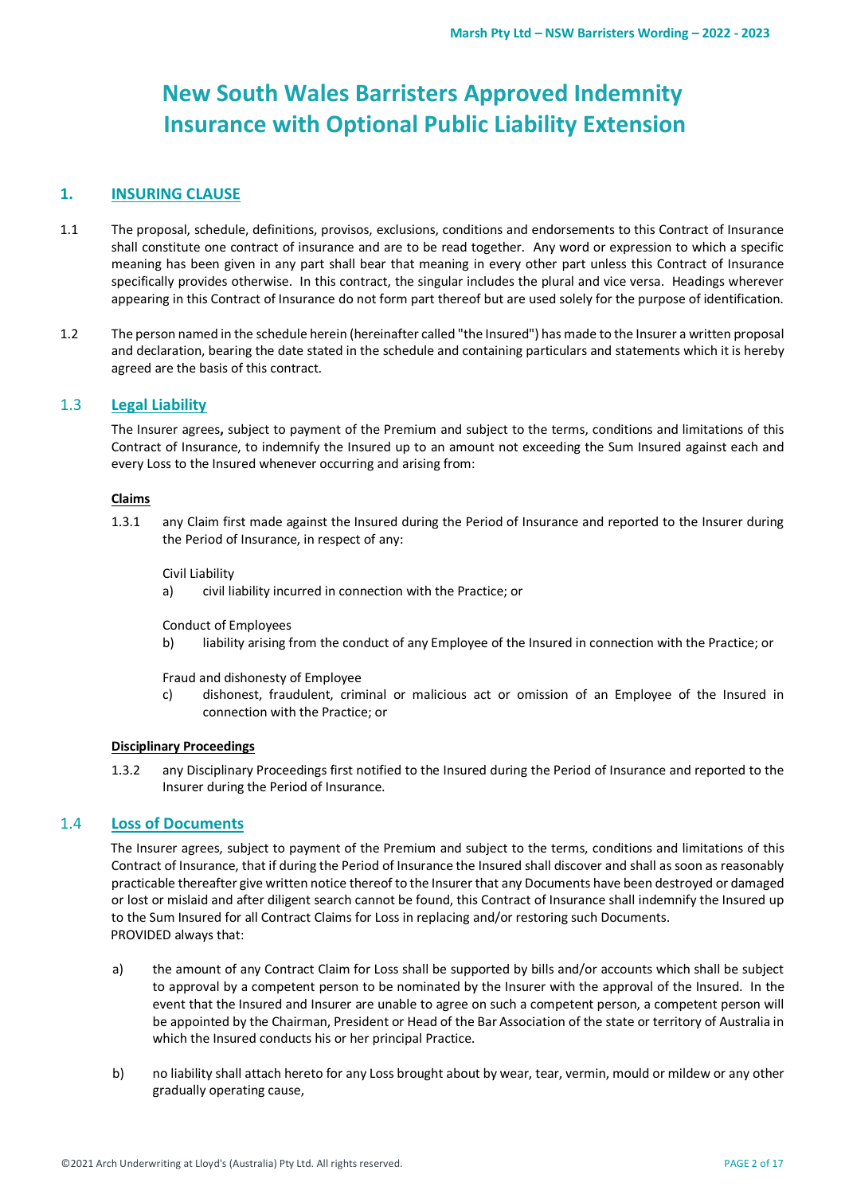# New South Wales Barristers Approved Indemnity Insurance with Optional Public Liability Extension

## 1. INSURING CLAUSE

1.1 The proposal, schedule, definitions, provisos, exclusions, conditions and endorsements to this Contract of Insurance shall constitute one contract of insurance and are to be read together. Any word or expression to which a specific meaning has been given in any part shall bear that meaning in every other part unless this Contract of Insurance specifically provides otherwise. In this contract, the singular includes the plural and vice versa. Headings wherever appearing in this Contract of Insurance do not form part thereof but are used solely for the purpose of identification.

1.2 The person named in the schedule herein (hereinafter called "the Insured") has made to the Insurer a written proposal and declaration, bearing the date stated in the schedule and containing particulars and statements which it is hereby agreed are the basis of this contract.

### 1.3 Legal Liability

The Insurer agrees**,** subject to payment of the Premium and subject to the terms, conditions and limitations of this Contract of Insurance, to indemnify the Insured up to an amount not exceeding the Sum Insured against each and every Loss to the Insured whenever occurring and arising from:

**Claims**

1.3.1 any Claim first made against the Insured during the Period of Insurance and reported to the Insurer during the Period of Insurance, in respect of any:

Civil Liability

a) civil liability incurred in connection with the Practice; or

Conduct of Employees

b) liability arising from the conduct of any Employee of the Insured in connection with the Practice; or

Fraud and dishonesty of Employee

c) dishonest, fraudulent, criminal or malicious act or omission of an Employee of the Insured in connection with the Practice; or

**Disciplinary Proceedings**

1.3.2 any Disciplinary Proceedings first notified to the Insured during the Period of Insurance and reported to the Insurer during the Period of Insurance.

### 1.4 Loss of Documents

The Insurer agrees, subject to payment of the Premium and subject to the terms, conditions and limitations of this Contract of Insurance, that if during the Period of Insurance the Insured shall discover and shall as soon as reasonably practicable thereafter give written notice thereof to the Insurer that any Documents have been destroyed or damaged or lost or mislaid and after diligent search cannot be found, this Contract of Insurance shall indemnify the Insured up to the Sum Insured for all Contract Claims for Loss in replacing and/or restoring such Documents.
PROVIDED always that:

a) the amount of any Contract Claim for Loss shall be supported by bills and/or accounts which shall be subject to approval by a competent person to be nominated by the Insurer with the approval of the Insured. In the event that the Insured and Insurer are unable to agree on such a competent person, a competent person will be appointed by the Chairman, President or Head of the Bar Association of the state or territory of Australia in which the Insured conducts his or her principal Practice.

b) no liability shall attach hereto for any Loss brought about by wear, tear, vermin, mould or mildew or any other gradually operating cause,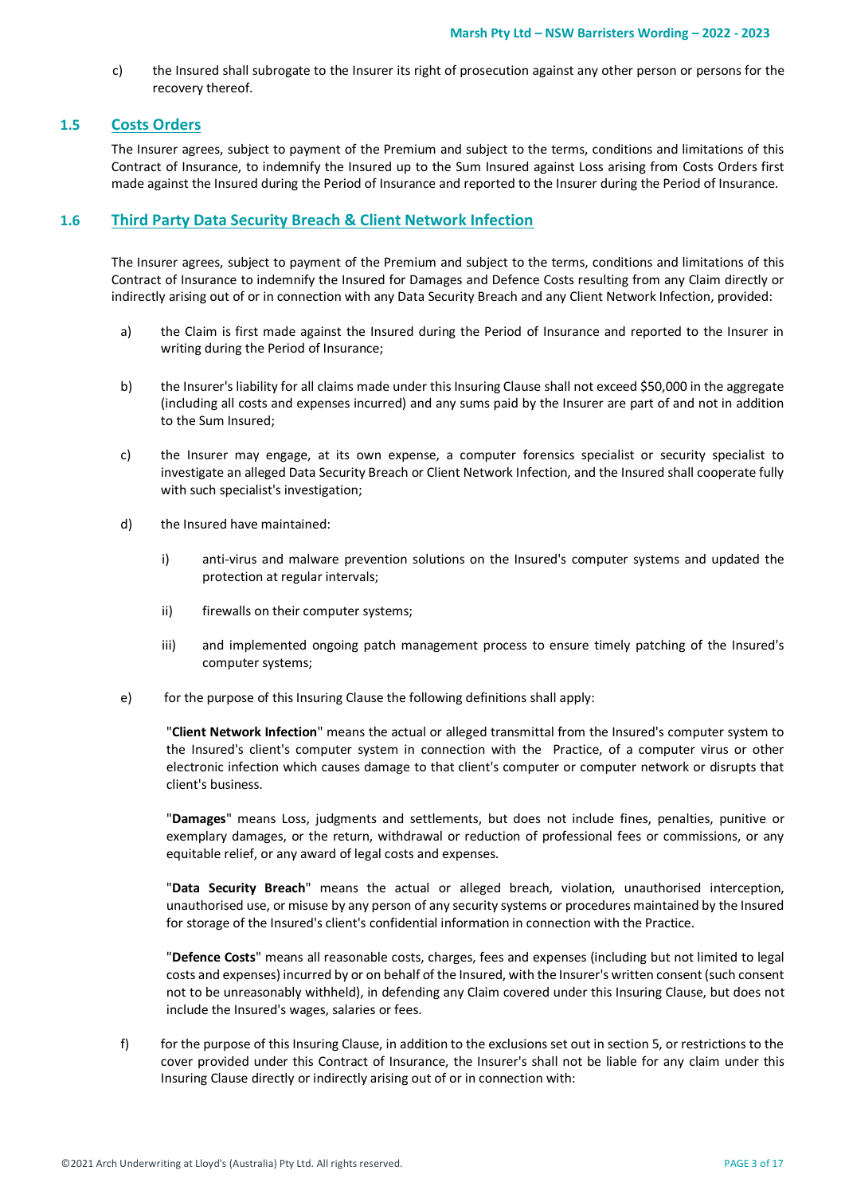c) the Insured shall subrogate to the Insurer its right of prosecution against any other person or persons for the recovery thereof.

## 1.5 Costs Orders

The Insurer agrees, subject to payment of the Premium and subject to the terms, conditions and limitations of this Contract of Insurance, to indemnify the Insured up to the Sum Insured against Loss arising from Costs Orders first made against the Insured during the Period of Insurance and reported to the Insurer during the Period of Insurance.

## 1.6 Third Party Data Security Breach & Client Network Infection

The Insurer agrees, subject to payment of the Premium and subject to the terms, conditions and limitations of this Contract of Insurance to indemnify the Insured for Damages and Defence Costs resulting from any Claim directly or indirectly arising out of or in connection with any Data Security Breach and any Client Network Infection, provided:

a) the Claim is first made against the Insured during the Period of Insurance and reported to the Insurer in writing during the Period of Insurance;

b) the Insurer's liability for all claims made under this Insuring Clause shall not exceed $50,000 in the aggregate (including all costs and expenses incurred) and any sums paid by the Insurer are part of and not in addition to the Sum Insured;

c) the Insurer may engage, at its own expense, a computer forensics specialist or security specialist to investigate an alleged Data Security Breach or Client Network Infection, and the Insured shall cooperate fully with such specialist's investigation;

d) the Insured have maintained:

   i) anti-virus and malware prevention solutions on the Insured's computer systems and updated the protection at regular intervals;

   ii) firewalls on their computer systems;

   iii) and implemented ongoing patch management process to ensure timely patching of the Insured's computer systems;

e) for the purpose of this Insuring Clause the following definitions shall apply:

   "**Client Network Infection**" means the actual or alleged transmittal from the Insured's computer system to the Insured's client's computer system in connection with the Practice, of a computer virus or other electronic infection which causes damage to that client's computer or computer network or disrupts that client's business.

   "**Damages**" means Loss, judgments and settlements, but does not include fines, penalties, punitive or exemplary damages, or the return, withdrawal or reduction of professional fees or commissions, or any equitable relief, or any award of legal costs and expenses.

   "**Data Security Breach**" means the actual or alleged breach, violation, unauthorised interception, unauthorised use, or misuse by any person of any security systems or procedures maintained by the Insured for storage of the Insured's client's confidential information in connection with the Practice.

   "**Defence Costs**" means all reasonable costs, charges, fees and expenses (including but not limited to legal costs and expenses) incurred by or on behalf of the Insured, with the Insurer's written consent (such consent not to be unreasonably withheld), in defending any Claim covered under this Insuring Clause, but does not include the Insured's wages, salaries or fees.

f) for the purpose of this Insuring Clause, in addition to the exclusions set out in section 5, or restrictions to the cover provided under this Contract of Insurance, the Insurer's shall not be liable for any claim under this Insuring Clause directly or indirectly arising out of or in connection with: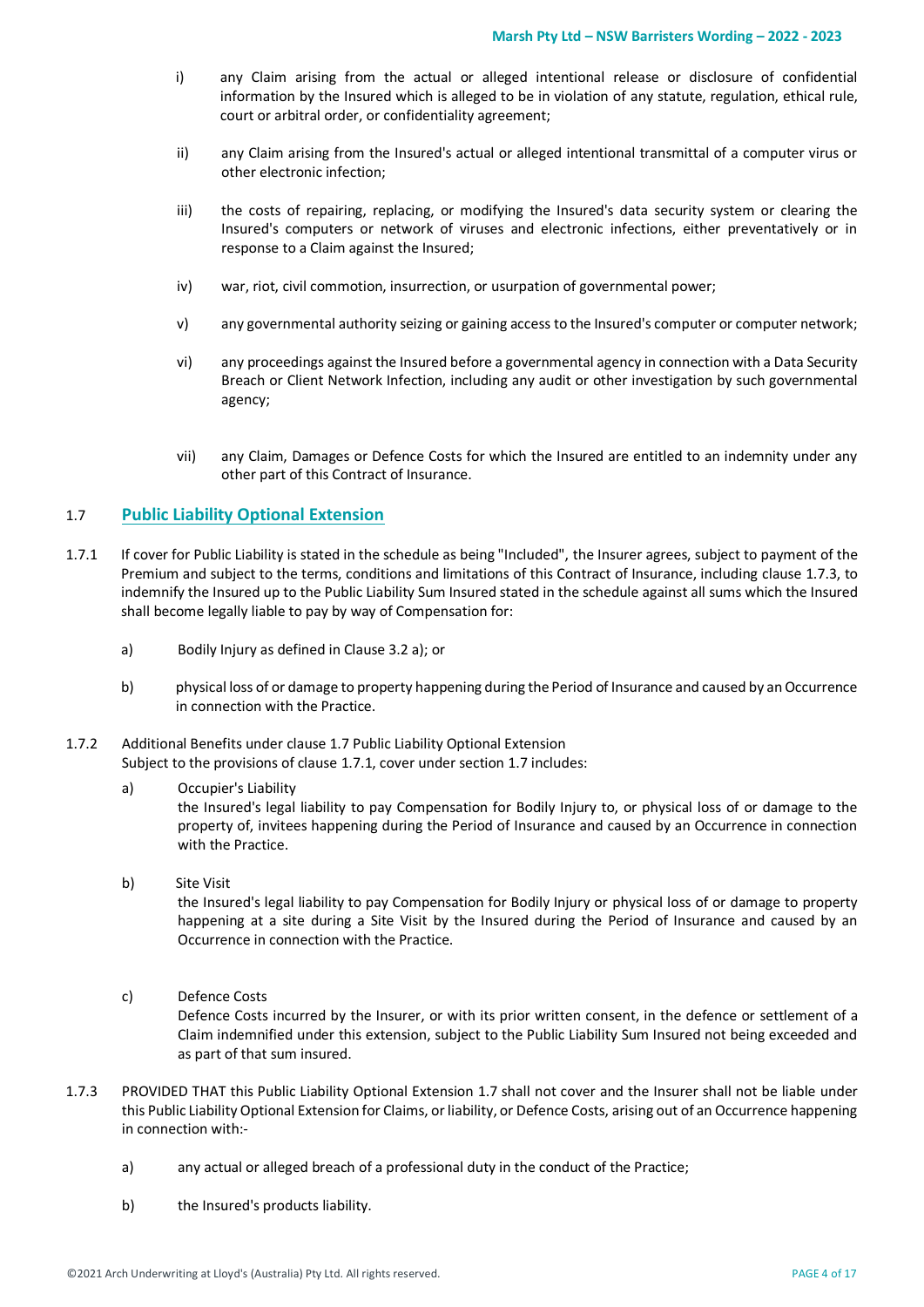i) any Claim arising from the actual or alleged intentional release or disclosure of confidential information by the Insured which is alleged to be in violation of any statute, regulation, ethical rule, court or arbitral order, or confidentiality agreement;

ii) any Claim arising from the Insured's actual or alleged intentional transmittal of a computer virus or other electronic infection;

iii) the costs of repairing, replacing, or modifying the Insured's data security system or clearing the Insured's computers or network of viruses and electronic infections, either preventatively or in response to a Claim against the Insured;

iv) war, riot, civil commotion, insurrection, or usurpation of governmental power;

v) any governmental authority seizing or gaining access to the Insured's computer or computer network;

vi) any proceedings against the Insured before a governmental agency in connection with a Data Security Breach or Client Network Infection, including any audit or other investigation by such governmental agency;

vii) any Claim, Damages or Defence Costs for which the Insured are entitled to an indemnity under any other part of this Contract of Insurance.

## 1.7 Public Liability Optional Extension

1.7.1 If cover for Public Liability is stated in the schedule as being "Included", the Insurer agrees, subject to payment of the Premium and subject to the terms, conditions and limitations of this Contract of Insurance, including clause 1.7.3, to indemnify the Insured up to the Public Liability Sum Insured stated in the schedule against all sums which the Insured shall become legally liable to pay by way of Compensation for:

a) Bodily Injury as defined in Clause 3.2 a); or

b) physical loss of or damage to property happening during the Period of Insurance and caused by an Occurrence in connection with the Practice.

1.7.2 Additional Benefits under clause 1.7 Public Liability Optional Extension
Subject to the provisions of clause 1.7.1, cover under section 1.7 includes:

a) Occupier's Liability
the Insured's legal liability to pay Compensation for Bodily Injury to, or physical loss of or damage to the property of, invitees happening during the Period of Insurance and caused by an Occurrence in connection with the Practice.

b) Site Visit
the Insured's legal liability to pay Compensation for Bodily Injury or physical loss of or damage to property happening at a site during a Site Visit by the Insured during the Period of Insurance and caused by an Occurrence in connection with the Practice.

c) Defence Costs
Defence Costs incurred by the Insurer, or with its prior written consent, in the defence or settlement of a Claim indemnified under this extension, subject to the Public Liability Sum Insured not being exceeded and as part of that sum insured.

1.7.3 PROVIDED THAT this Public Liability Optional Extension 1.7 shall not cover and the Insurer shall not be liable under this Public Liability Optional Extension for Claims, or liability, or Defence Costs, arising out of an Occurrence happening in connection with:-

a) any actual or alleged breach of a professional duty in the conduct of the Practice;

b) the Insured's products liability.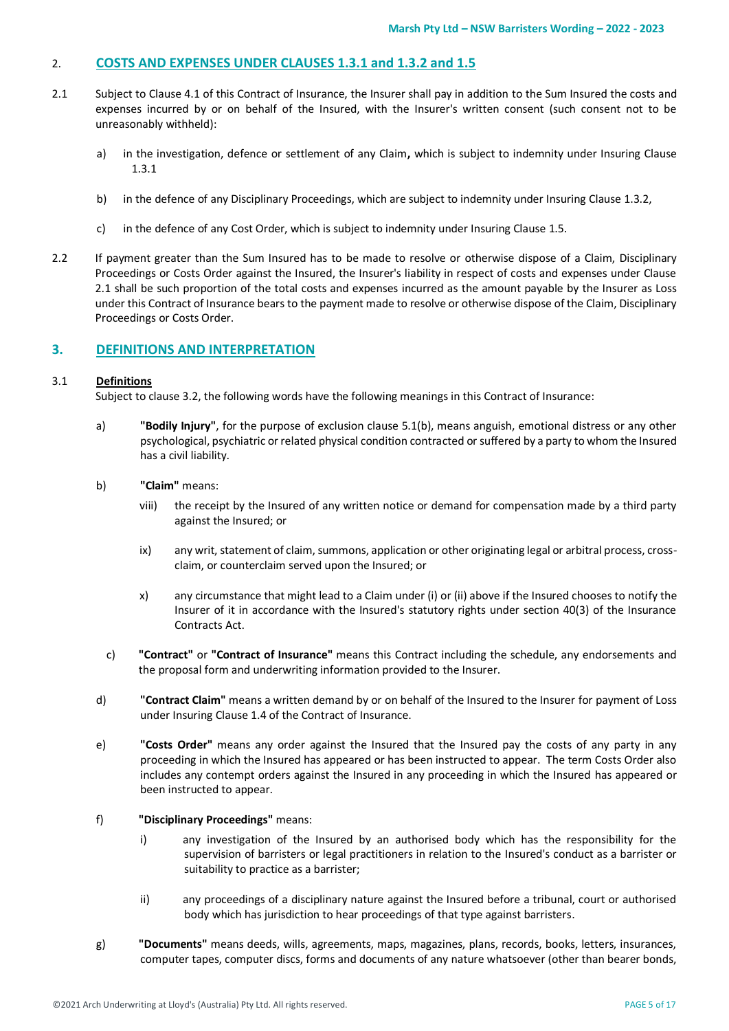## 2. COSTS AND EXPENSES UNDER CLAUSES 1.3.1 and 1.3.2 and 1.5

2.1 Subject to Clause 4.1 of this Contract of Insurance, the Insurer shall pay in addition to the Sum Insured the costs and expenses incurred by or on behalf of the Insured, with the Insurer's written consent (such consent not to be unreasonably withheld):

- a) in the investigation, defence or settlement of any Claim**,** which is subject to indemnity under Insuring Clause 1.3.1
- b) in the defence of any Disciplinary Proceedings, which are subject to indemnity under Insuring Clause 1.3.2,
- c) in the defence of any Cost Order, which is subject to indemnity under Insuring Clause 1.5.

2.2 If payment greater than the Sum Insured has to be made to resolve or otherwise dispose of a Claim, Disciplinary Proceedings or Costs Order against the Insured, the Insurer's liability in respect of costs and expenses under Clause 2.1 shall be such proportion of the total costs and expenses incurred as the amount payable by the Insurer as Loss under this Contract of Insurance bears to the payment made to resolve or otherwise dispose of the Claim, Disciplinary Proceedings or Costs Order.

## 3. DEFINITIONS AND INTERPRETATION

### 3.1 Definitions

Subject to clause 3.2, the following words have the following meanings in this Contract of Insurance:

a) **"Bodily Injury"**, for the purpose of exclusion clause 5.1(b), means anguish, emotional distress or any other psychological, psychiatric or related physical condition contracted or suffered by a party to whom the Insured has a civil liability.

b) **"Claim"** means:

- viii) the receipt by the Insured of any written notice or demand for compensation made by a third party against the Insured; or
- ix) any writ, statement of claim, summons, application or other originating legal or arbitral process, cross-claim, or counterclaim served upon the Insured; or
- x) any circumstance that might lead to a Claim under (i) or (ii) above if the Insured chooses to notify the Insurer of it in accordance with the Insured's statutory rights under section 40(3) of the Insurance Contracts Act.

c) **"Contract"** or **"Contract of Insurance"** means this Contract including the schedule, any endorsements and the proposal form and underwriting information provided to the Insurer.

d) **"Contract Claim"** means a written demand by or on behalf of the Insured to the Insurer for payment of Loss under Insuring Clause 1.4 of the Contract of Insurance.

e) **"Costs Order"** means any order against the Insured that the Insured pay the costs of any party in any proceeding in which the Insured has appeared or has been instructed to appear. The term Costs Order also includes any contempt orders against the Insured in any proceeding in which the Insured has appeared or been instructed to appear.

f) **"Disciplinary Proceedings"** means:

- i) any investigation of the Insured by an authorised body which has the responsibility for the supervision of barristers or legal practitioners in relation to the Insured's conduct as a barrister or suitability to practice as a barrister;
- ii) any proceedings of a disciplinary nature against the Insured before a tribunal, court or authorised body which has jurisdiction to hear proceedings of that type against barristers.

g) **"Documents"** means deeds, wills, agreements, maps, magazines, plans, records, books, letters, insurances, computer tapes, computer discs, forms and documents of any nature whatsoever (other than bearer bonds,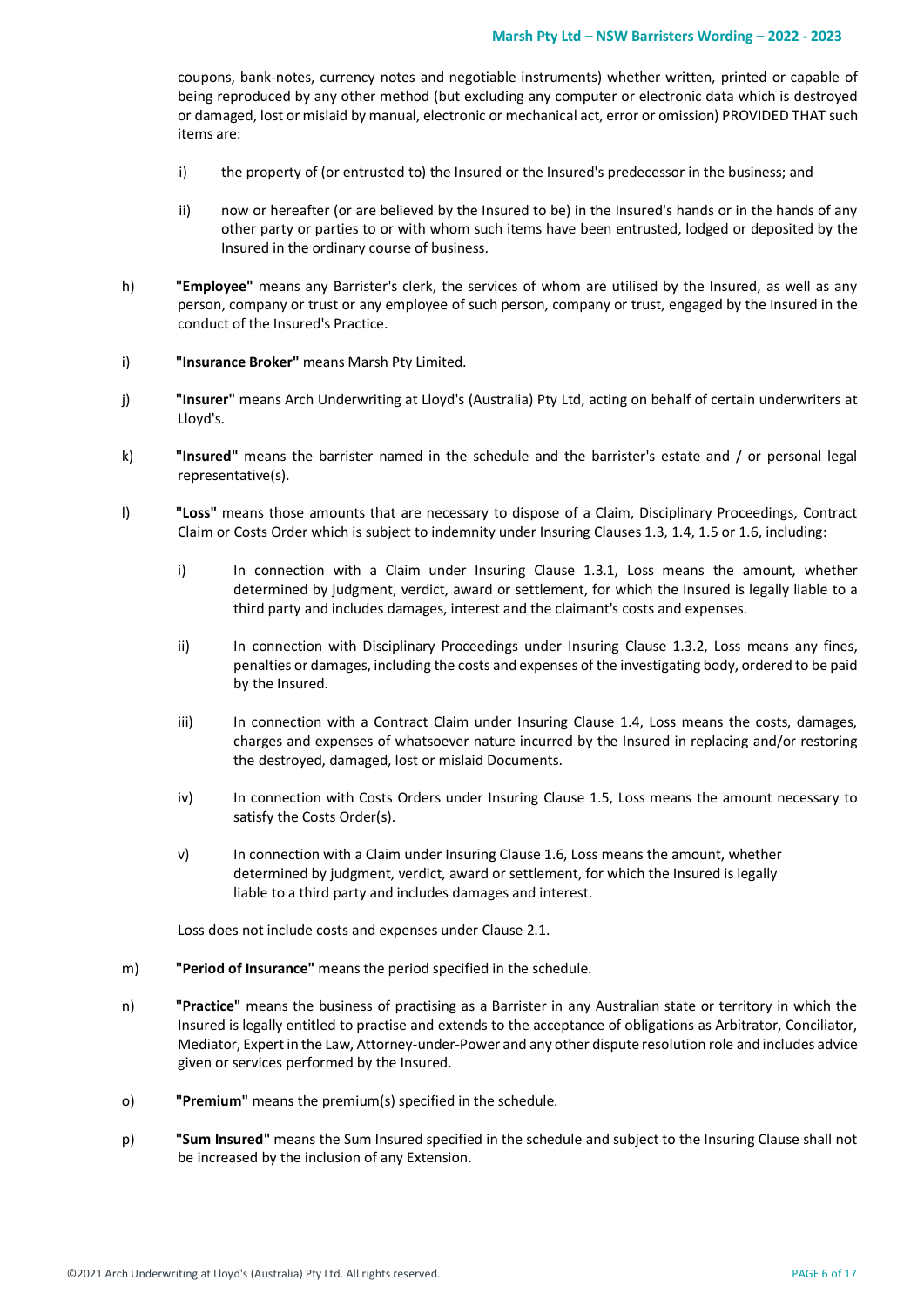coupons, bank-notes, currency notes and negotiable instruments) whether written, printed or capable of being reproduced by any other method (but excluding any computer or electronic data which is destroyed or damaged, lost or mislaid by manual, electronic or mechanical act, error or omission) PROVIDED THAT such items are:

i) the property of (or entrusted to) the Insured or the Insured's predecessor in the business; and

ii) now or hereafter (or are believed by the Insured to be) in the Insured's hands or in the hands of any other party or parties to or with whom such items have been entrusted, lodged or deposited by the Insured in the ordinary course of business.

h) **"Employee"** means any Barrister's clerk, the services of whom are utilised by the Insured, as well as any person, company or trust or any employee of such person, company or trust, engaged by the Insured in the conduct of the Insured's Practice.

i) **"Insurance Broker"** means Marsh Pty Limited.

j) **"Insurer"** means Arch Underwriting at Lloyd's (Australia) Pty Ltd, acting on behalf of certain underwriters at Lloyd's.

k) **"Insured"** means the barrister named in the schedule and the barrister's estate and / or personal legal representative(s).

l) **"Loss"** means those amounts that are necessary to dispose of a Claim, Disciplinary Proceedings, Contract Claim or Costs Order which is subject to indemnity under Insuring Clauses 1.3, 1.4, 1.5 or 1.6, including:

i) In connection with a Claim under Insuring Clause 1.3.1, Loss means the amount, whether determined by judgment, verdict, award or settlement, for which the Insured is legally liable to a third party and includes damages, interest and the claimant's costs and expenses.

ii) In connection with Disciplinary Proceedings under Insuring Clause 1.3.2, Loss means any fines, penalties or damages, including the costs and expenses of the investigating body, ordered to be paid by the Insured.

iii) In connection with a Contract Claim under Insuring Clause 1.4, Loss means the costs, damages, charges and expenses of whatsoever nature incurred by the Insured in replacing and/or restoring the destroyed, damaged, lost or mislaid Documents.

iv) In connection with Costs Orders under Insuring Clause 1.5, Loss means the amount necessary to satisfy the Costs Order(s).

v) In connection with a Claim under Insuring Clause 1.6, Loss means the amount, whether determined by judgment, verdict, award or settlement, for which the Insured is legally liable to a third party and includes damages and interest.

Loss does not include costs and expenses under Clause 2.1.

m) **"Period of Insurance"** means the period specified in the schedule.

n) **"Practice"** means the business of practising as a Barrister in any Australian state or territory in which the Insured is legally entitled to practise and extends to the acceptance of obligations as Arbitrator, Conciliator, Mediator, Expert in the Law, Attorney-under-Power and any other dispute resolution role and includes advice given or services performed by the Insured.

o) **"Premium"** means the premium(s) specified in the schedule.

p) **"Sum Insured"** means the Sum Insured specified in the schedule and subject to the Insuring Clause shall not be increased by the inclusion of any Extension.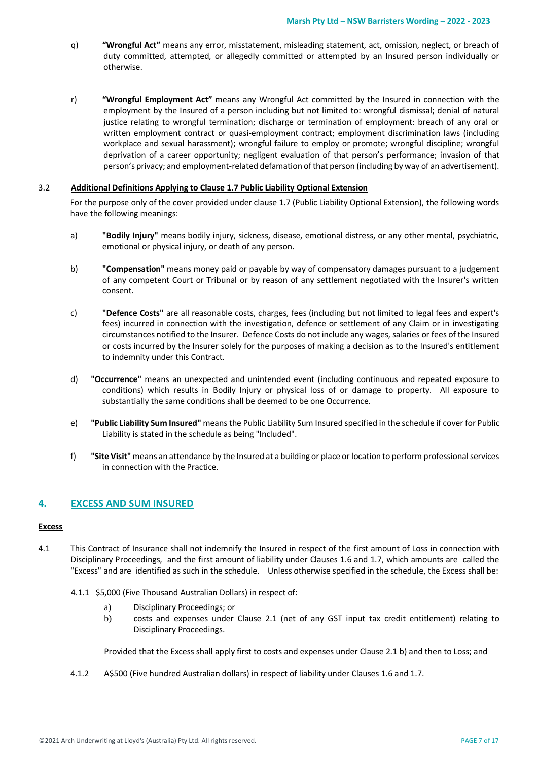q) **"Wrongful Act"** means any error, misstatement, misleading statement, act, omission, neglect, or breach of duty committed, attempted, or allegedly committed or attempted by an Insured person individually or otherwise.

r) **"Wrongful Employment Act"** means any Wrongful Act committed by the Insured in connection with the employment by the Insured of a person including but not limited to: wrongful dismissal; denial of natural justice relating to wrongful termination; discharge or termination of employment: breach of any oral or written employment contract or quasi-employment contract; employment discrimination laws (including workplace and sexual harassment); wrongful failure to employ or promote; wrongful discipline; wrongful deprivation of a career opportunity; negligent evaluation of that person's performance; invasion of that person's privacy; and employment-related defamation of that person (including by way of an advertisement).

3.2 **Additional Definitions Applying to Clause 1.7 Public Liability Optional Extension**

For the purpose only of the cover provided under clause 1.7 (Public Liability Optional Extension), the following words have the following meanings:

a) **"Bodily Injury"** means bodily injury, sickness, disease, emotional distress, or any other mental, psychiatric, emotional or physical injury, or death of any person.

b) **"Compensation"** means money paid or payable by way of compensatory damages pursuant to a judgement of any competent Court or Tribunal or by reason of any settlement negotiated with the Insurer's written consent.

c) **"Defence Costs"** are all reasonable costs, charges, fees (including but not limited to legal fees and expert's fees) incurred in connection with the investigation, defence or settlement of any Claim or in investigating circumstances notified to the Insurer. Defence Costs do not include any wages, salaries or fees of the Insured or costs incurred by the Insurer solely for the purposes of making a decision as to the Insured's entitlement to indemnity under this Contract.

d) **"Occurrence"** means an unexpected and unintended event (including continuous and repeated exposure to conditions) which results in Bodily Injury or physical loss of or damage to property. All exposure to substantially the same conditions shall be deemed to be one Occurrence.

e) **"Public Liability Sum Insured"** means the Public Liability Sum Insured specified in the schedule if cover for Public Liability is stated in the schedule as being "Included".

f) **"Site Visit"** means an attendance by the Insured at a building or place or location to perform professional services in connection with the Practice.

## 4. EXCESS AND SUM INSURED

**Excess**

4.1 This Contract of Insurance shall not indemnify the Insured in respect of the first amount of Loss in connection with Disciplinary Proceedings, and the first amount of liability under Clauses 1.6 and 1.7, which amounts are called the "Excess" and are identified as such in the schedule. Unless otherwise specified in the schedule, the Excess shall be:

4.1.1 $5,000 (Five Thousand Australian Dollars) in respect of:

a) Disciplinary Proceedings; or
b) costs and expenses under Clause 2.1 (net of any GST input tax credit entitlement) relating to Disciplinary Proceedings.

Provided that the Excess shall apply first to costs and expenses under Clause 2.1 b) and then to Loss; and

4.1.2 A$500 (Five hundred Australian dollars) in respect of liability under Clauses 1.6 and 1.7.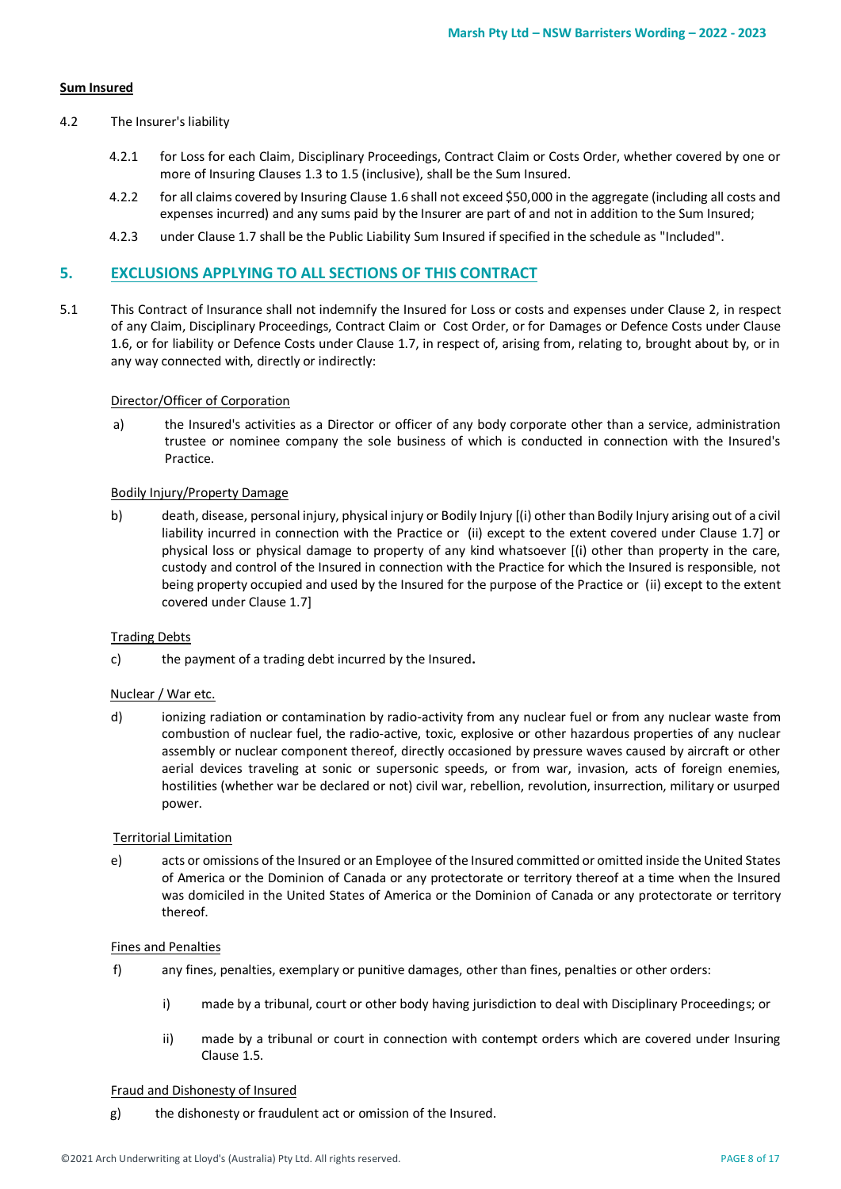**Sum Insured**

4.2 The Insurer's liability

4.2.1 for Loss for each Claim, Disciplinary Proceedings, Contract Claim or Costs Order, whether covered by one or more of Insuring Clauses 1.3 to 1.5 (inclusive), shall be the Sum Insured.

4.2.2 for all claims covered by Insuring Clause 1.6 shall not exceed $50,000 in the aggregate (including all costs and expenses incurred) and any sums paid by the Insurer are part of and not in addition to the Sum Insured;

4.2.3 under Clause 1.7 shall be the Public Liability Sum Insured if specified in the schedule as "Included".

## 5. EXCLUSIONS APPLYING TO ALL SECTIONS OF THIS CONTRACT

5.1 This Contract of Insurance shall not indemnify the Insured for Loss or costs and expenses under Clause 2, in respect of any Claim, Disciplinary Proceedings, Contract Claim or Cost Order, or for Damages or Defence Costs under Clause 1.6, or for liability or Defence Costs under Clause 1.7, in respect of, arising from, relating to, brought about by, or in any way connected with, directly or indirectly:

Director/Officer of Corporation

a) the Insured's activities as a Director or officer of any body corporate other than a service, administration trustee or nominee company the sole business of which is conducted in connection with the Insured's Practice.

Bodily Injury/Property Damage

b) death, disease, personal injury, physical injury or Bodily Injury [(i) other than Bodily Injury arising out of a civil liability incurred in connection with the Practice or (ii) except to the extent covered under Clause 1.7] or physical loss or physical damage to property of any kind whatsoever [(i) other than property in the care, custody and control of the Insured in connection with the Practice for which the Insured is responsible, not being property occupied and used by the Insured for the purpose of the Practice or (ii) except to the extent covered under Clause 1.7]

Trading Debts

c) the payment of a trading debt incurred by the Insured**.**

Nuclear / War etc.

d) ionizing radiation or contamination by radio-activity from any nuclear fuel or from any nuclear waste from combustion of nuclear fuel, the radio-active, toxic, explosive or other hazardous properties of any nuclear assembly or nuclear component thereof, directly occasioned by pressure waves caused by aircraft or other aerial devices traveling at sonic or supersonic speeds, or from war, invasion, acts of foreign enemies, hostilities (whether war be declared or not) civil war, rebellion, revolution, insurrection, military or usurped power.

Territorial Limitation

e) acts or omissions of the Insured or an Employee of the Insured committed or omitted inside the United States of America or the Dominion of Canada or any protectorate or territory thereof at a time when the Insured was domiciled in the United States of America or the Dominion of Canada or any protectorate or territory thereof.

Fines and Penalties

f) any fines, penalties, exemplary or punitive damages, other than fines, penalties or other orders:

   i) made by a tribunal, court or other body having jurisdiction to deal with Disciplinary Proceedings; or

   ii) made by a tribunal or court in connection with contempt orders which are covered under Insuring Clause 1.5.

Fraud and Dishonesty of Insured

g) the dishonesty or fraudulent act or omission of the Insured.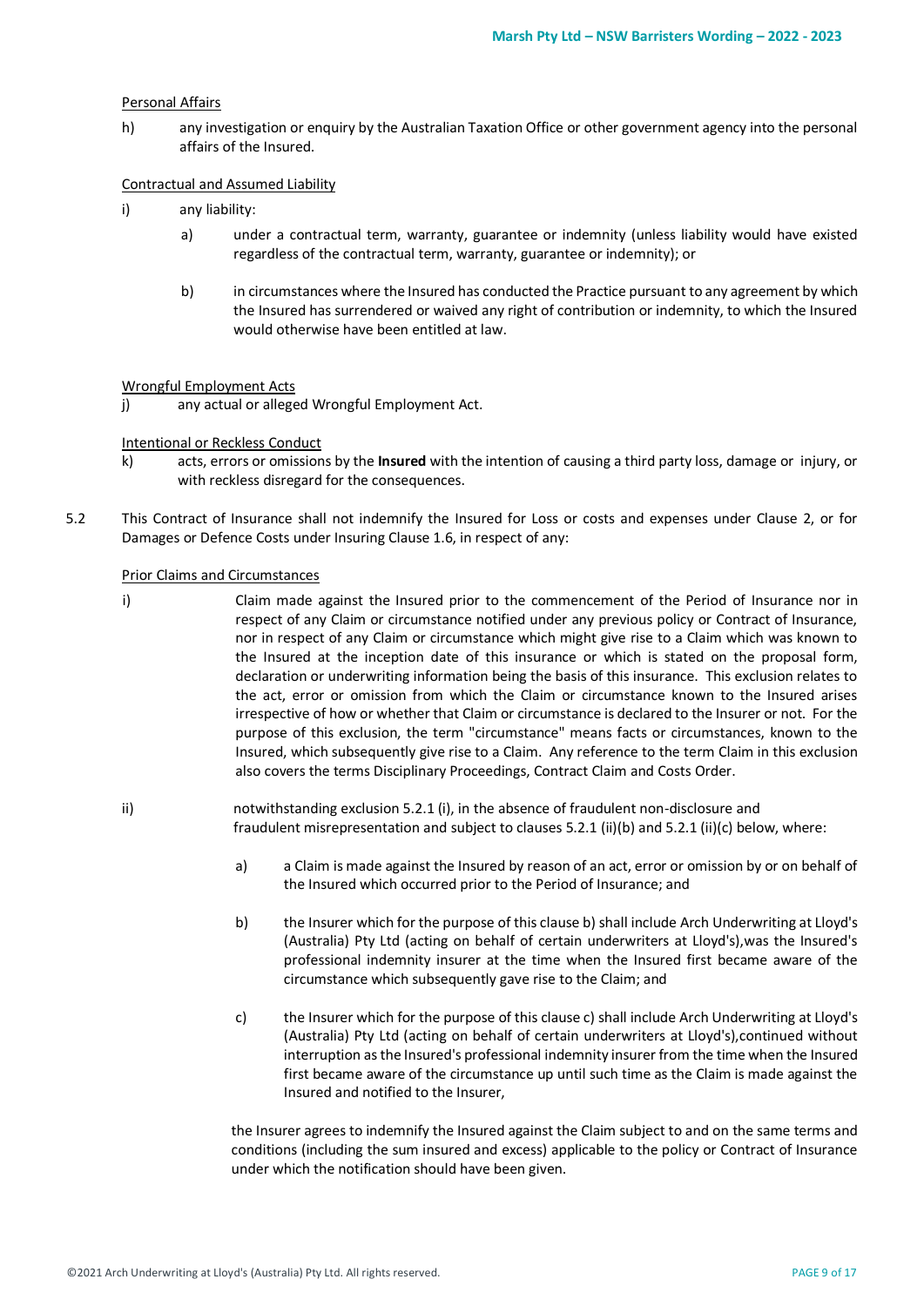Personal Affairs

h) any investigation or enquiry by the Australian Taxation Office or other government agency into the personal affairs of the Insured.

Contractual and Assumed Liability

i) any liability:

   a) under a contractual term, warranty, guarantee or indemnity (unless liability would have existed regardless of the contractual term, warranty, guarantee or indemnity); or

   b) in circumstances where the Insured has conducted the Practice pursuant to any agreement by which the Insured has surrendered or waived any right of contribution or indemnity, to which the Insured would otherwise have been entitled at law.

Wrongful Employment Acts

j) any actual or alleged Wrongful Employment Act.

Intentional or Reckless Conduct

k) acts, errors or omissions by the **Insured** with the intention of causing a third party loss, damage or injury, or with reckless disregard for the consequences.

5.2 This Contract of Insurance shall not indemnify the Insured for Loss or costs and expenses under Clause 2, or for Damages or Defence Costs under Insuring Clause 1.6, in respect of any:

Prior Claims and Circumstances

i) Claim made against the Insured prior to the commencement of the Period of Insurance nor in respect of any Claim or circumstance notified under any previous policy or Contract of Insurance, nor in respect of any Claim or circumstance which might give rise to a Claim which was known to the Insured at the inception date of this insurance or which is stated on the proposal form, declaration or underwriting information being the basis of this insurance. This exclusion relates to the act, error or omission from which the Claim or circumstance known to the Insured arises irrespective of how or whether that Claim or circumstance is declared to the Insurer or not. For the purpose of this exclusion, the term "circumstance" means facts or circumstances, known to the Insured, which subsequently give rise to a Claim. Any reference to the term Claim in this exclusion also covers the terms Disciplinary Proceedings, Contract Claim and Costs Order.

ii) notwithstanding exclusion 5.2.1 (i), in the absence of fraudulent non-disclosure and fraudulent misrepresentation and subject to clauses 5.2.1 (ii)(b) and 5.2.1 (ii)(c) below, where:

   a) a Claim is made against the Insured by reason of an act, error or omission by or on behalf of the Insured which occurred prior to the Period of Insurance; and

   b) the Insurer which for the purpose of this clause b) shall include Arch Underwriting at Lloyd's (Australia) Pty Ltd (acting on behalf of certain underwriters at Lloyd's),was the Insured's professional indemnity insurer at the time when the Insured first became aware of the circumstance which subsequently gave rise to the Claim; and

   c) the Insurer which for the purpose of this clause c) shall include Arch Underwriting at Lloyd's (Australia) Pty Ltd (acting on behalf of certain underwriters at Lloyd's),continued without interruption as the Insured's professional indemnity insurer from the time when the Insured first became aware of the circumstance up until such time as the Claim is made against the Insured and notified to the Insurer,

   the Insurer agrees to indemnify the Insured against the Claim subject to and on the same terms and conditions (including the sum insured and excess) applicable to the policy or Contract of Insurance under which the notification should have been given.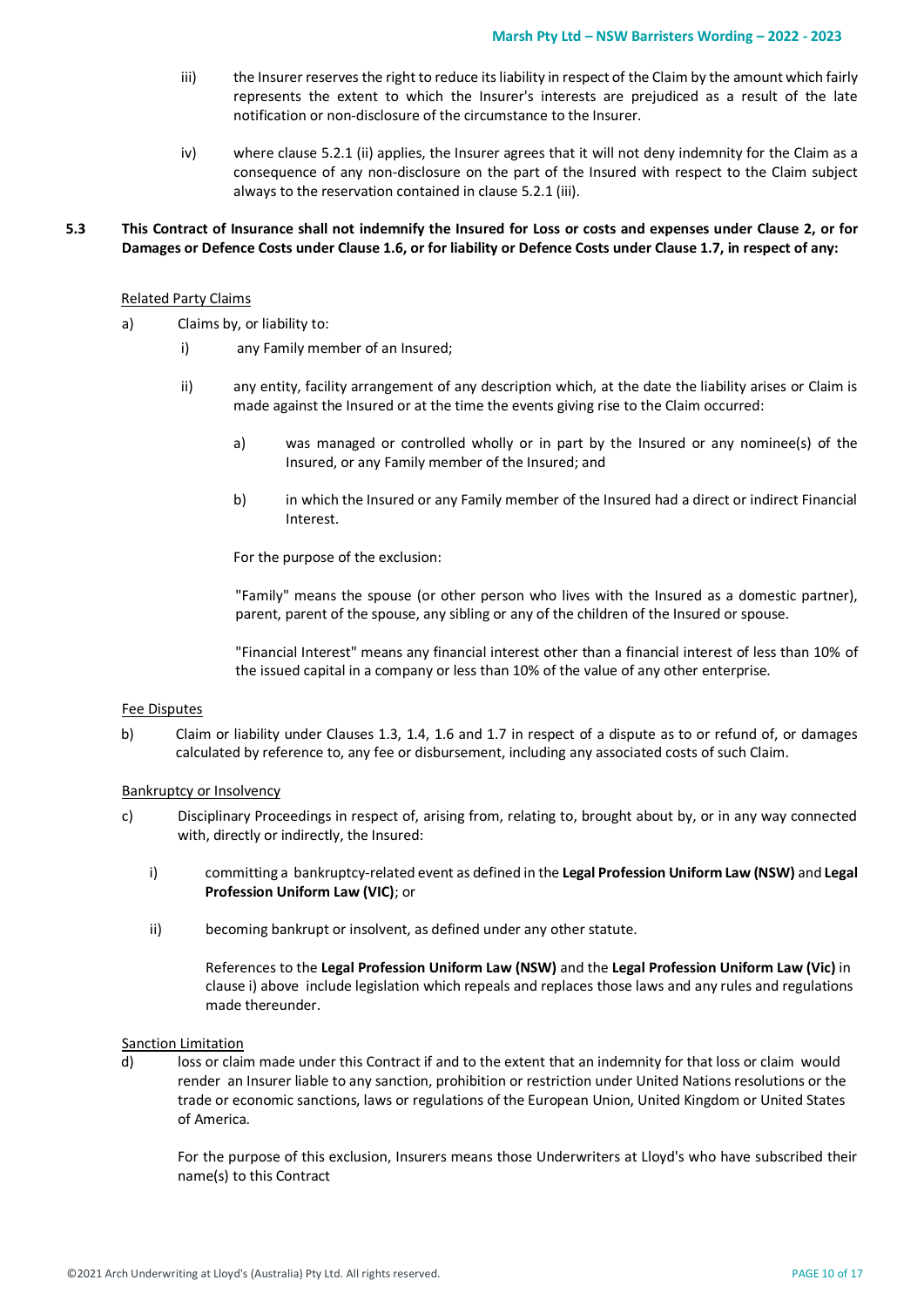iii) the Insurer reserves the right to reduce its liability in respect of the Claim by the amount which fairly represents the extent to which the Insurer's interests are prejudiced as a result of the late notification or non-disclosure of the circumstance to the Insurer.

iv) where clause 5.2.1 (ii) applies, the Insurer agrees that it will not deny indemnity for the Claim as a consequence of any non-disclosure on the part of the Insured with respect to the Claim subject always to the reservation contained in clause 5.2.1 (iii).

**5.3 This Contract of Insurance shall not indemnify the Insured for Loss or costs and expenses under Clause 2, or for Damages or Defence Costs under Clause 1.6, or for liability or Defence Costs under Clause 1.7, in respect of any:**

Related Party Claims

a) Claims by, or liability to:

i) any Family member of an Insured;

ii) any entity, facility arrangement of any description which, at the date the liability arises or Claim is made against the Insured or at the time the events giving rise to the Claim occurred:

a) was managed or controlled wholly or in part by the Insured or any nominee(s) of the Insured, or any Family member of the Insured; and

b) in which the Insured or any Family member of the Insured had a direct or indirect Financial Interest.

For the purpose of the exclusion:

"Family" means the spouse (or other person who lives with the Insured as a domestic partner), parent, parent of the spouse, any sibling or any of the children of the Insured or spouse.

"Financial Interest" means any financial interest other than a financial interest of less than 10% of the issued capital in a company or less than 10% of the value of any other enterprise.

Fee Disputes

b) Claim or liability under Clauses 1.3, 1.4, 1.6 and 1.7 in respect of a dispute as to or refund of, or damages calculated by reference to, any fee or disbursement, including any associated costs of such Claim.

Bankruptcy or Insolvency

c) Disciplinary Proceedings in respect of, arising from, relating to, brought about by, or in any way connected with, directly or indirectly, the Insured:

i) committing a bankruptcy-related event as defined in the **Legal Profession Uniform Law (NSW)** and **Legal Profession Uniform Law (VIC)**; or

ii) becoming bankrupt or insolvent, as defined under any other statute.

References to the **Legal Profession Uniform Law (NSW)** and the **Legal Profession Uniform Law (Vic)** in clause i) above include legislation which repeals and replaces those laws and any rules and regulations made thereunder.

Sanction Limitation

d) loss or claim made under this Contract if and to the extent that an indemnity for that loss or claim would render an Insurer liable to any sanction, prohibition or restriction under United Nations resolutions or the trade or economic sanctions, laws or regulations of the European Union, United Kingdom or United States of America.

For the purpose of this exclusion, Insurers means those Underwriters at Lloyd's who have subscribed their name(s) to this Contract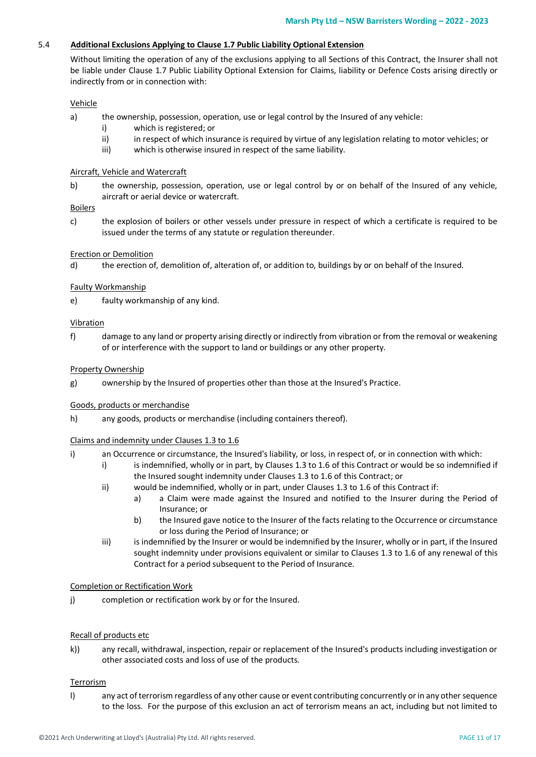## 5.4 Additional Exclusions Applying to Clause 1.7 Public Liability Optional Extension

Without limiting the operation of any of the exclusions applying to all Sections of this Contract, the Insurer shall not be liable under Clause 1.7 Public Liability Optional Extension for Claims, liability or Defence Costs arising directly or indirectly from or in connection with:

Vehicle

a) the ownership, possession, operation, use or legal control by the Insured of any vehicle:
   - i) which is registered; or
   - ii) in respect of which insurance is required by virtue of any legislation relating to motor vehicles; or
   - iii) which is otherwise insured in respect of the same liability.

Aircraft, Vehicle and Watercraft

b) the ownership, possession, operation, use or legal control by or on behalf of the Insured of any vehicle, aircraft or aerial device or watercraft.

Boilers

c) the explosion of boilers or other vessels under pressure in respect of which a certificate is required to be issued under the terms of any statute or regulation thereunder.

Erection or Demolition

d) the erection of, demolition of, alteration of, or addition to, buildings by or on behalf of the Insured.

Faulty Workmanship

e) faulty workmanship of any kind.

Vibration

f) damage to any land or property arising directly or indirectly from vibration or from the removal or weakening of or interference with the support to land or buildings or any other property.

Property Ownership

g) ownership by the Insured of properties other than those at the Insured's Practice.

Goods, products or merchandise

h) any goods, products or merchandise (including containers thereof).

Claims and indemnity under Clauses 1.3 to 1.6

i) an Occurrence or circumstance, the Insured's liability, or loss, in respect of, or in connection with which:
   - i) is indemnified, wholly or in part, by Clauses 1.3 to 1.6 of this Contract or would be so indemnified if the Insured sought indemnity under Clauses 1.3 to 1.6 of this Contract; or
   - ii) would be indemnified, wholly or in part, under Clauses 1.3 to 1.6 of this Contract if:
     - a) a Claim were made against the Insured and notified to the Insurer during the Period of Insurance; or
     - b) the Insured gave notice to the Insurer of the facts relating to the Occurrence or circumstance or loss during the Period of Insurance; or
   - iii) is indemnified by the Insurer or would be indemnified by the Insurer, wholly or in part, if the Insured sought indemnity under provisions equivalent or similar to Clauses 1.3 to 1.6 of any renewal of this Contract for a period subsequent to the Period of Insurance.

Completion or Rectification Work

j) completion or rectification work by or for the Insured.

Recall of products etc

k)) any recall, withdrawal, inspection, repair or replacement of the Insured's products including investigation or other associated costs and loss of use of the products.

Terrorism

l) any act of terrorism regardless of any other cause or event contributing concurrently or in any other sequence to the loss. For the purpose of this exclusion an act of terrorism means an act, including but not limited to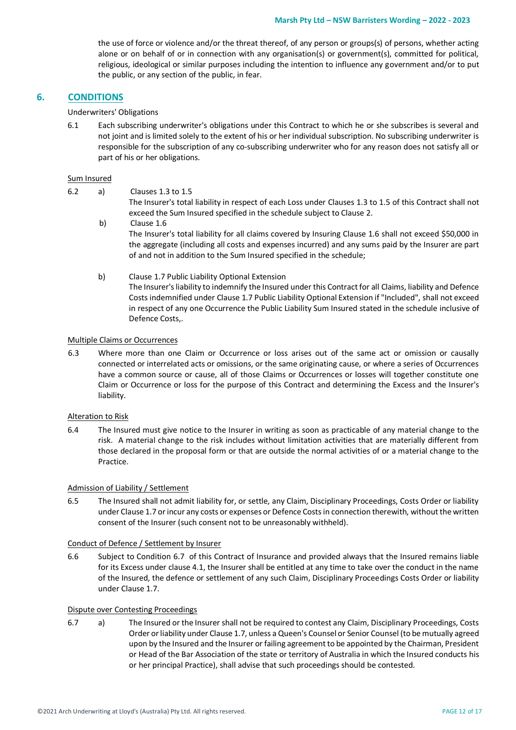the use of force or violence and/or the threat thereof, of any person or groups(s) of persons, whether acting alone or on behalf of or in connection with any organisation(s) or government(s), committed for political, religious, ideological or similar purposes including the intention to influence any government and/or to put the public, or any section of the public, in fear.

## 6. CONDITIONS

Underwriters' Obligations

6.1 Each subscribing underwriter's obligations under this Contract to which he or she subscribes is several and not joint and is limited solely to the extent of his or her individual subscription. No subscribing underwriter is responsible for the subscription of any co-subscribing underwriter who for any reason does not satisfy all or part of his or her obligations.

Sum Insured

6.2 a) Clauses 1.3 to 1.5
The Insurer's total liability in respect of each Loss under Clauses 1.3 to 1.5 of this Contract shall not exceed the Sum Insured specified in the schedule subject to Clause 2.

b) Clause 1.6
The Insurer's total liability for all claims covered by Insuring Clause 1.6 shall not exceed $50,000 in the aggregate (including all costs and expenses incurred) and any sums paid by the Insurer are part of and not in addition to the Sum Insured specified in the schedule;

b) Clause 1.7 Public Liability Optional Extension
The Insurer's liability to indemnify the Insured under this Contract for all Claims, liability and Defence Costs indemnified under Clause 1.7 Public Liability Optional Extension if "Included", shall not exceed in respect of any one Occurrence the Public Liability Sum Insured stated in the schedule inclusive of Defence Costs,.

Multiple Claims or Occurrences

6.3 Where more than one Claim or Occurrence or loss arises out of the same act or omission or causally connected or interrelated acts or omissions, or the same originating cause, or where a series of Occurrences have a common source or cause, all of those Claims or Occurrences or losses will together constitute one Claim or Occurrence or loss for the purpose of this Contract and determining the Excess and the Insurer's liability.

Alteration to Risk

6.4 The Insured must give notice to the Insurer in writing as soon as practicable of any material change to the risk. A material change to the risk includes without limitation activities that are materially different from those declared in the proposal form or that are outside the normal activities of or a material change to the Practice.

Admission of Liability / Settlement

6.5 The Insured shall not admit liability for, or settle, any Claim, Disciplinary Proceedings, Costs Order or liability under Clause 1.7 or incur any costs or expenses or Defence Costs in connection therewith, without the written consent of the Insurer (such consent not to be unreasonably withheld).

Conduct of Defence / Settlement by Insurer

6.6 Subject to Condition 6.7 of this Contract of Insurance and provided always that the Insured remains liable for its Excess under clause 4.1, the Insurer shall be entitled at any time to take over the conduct in the name of the Insured, the defence or settlement of any such Claim, Disciplinary Proceedings Costs Order or liability under Clause 1.7.

Dispute over Contesting Proceedings

6.7 a) The Insured or the Insurer shall not be required to contest any Claim, Disciplinary Proceedings, Costs Order or liability under Clause 1.7, unless a Queen's Counsel or Senior Counsel (to be mutually agreed upon by the Insured and the Insurer or failing agreement to be appointed by the Chairman, President or Head of the Bar Association of the state or territory of Australia in which the Insured conducts his or her principal Practice), shall advise that such proceedings should be contested.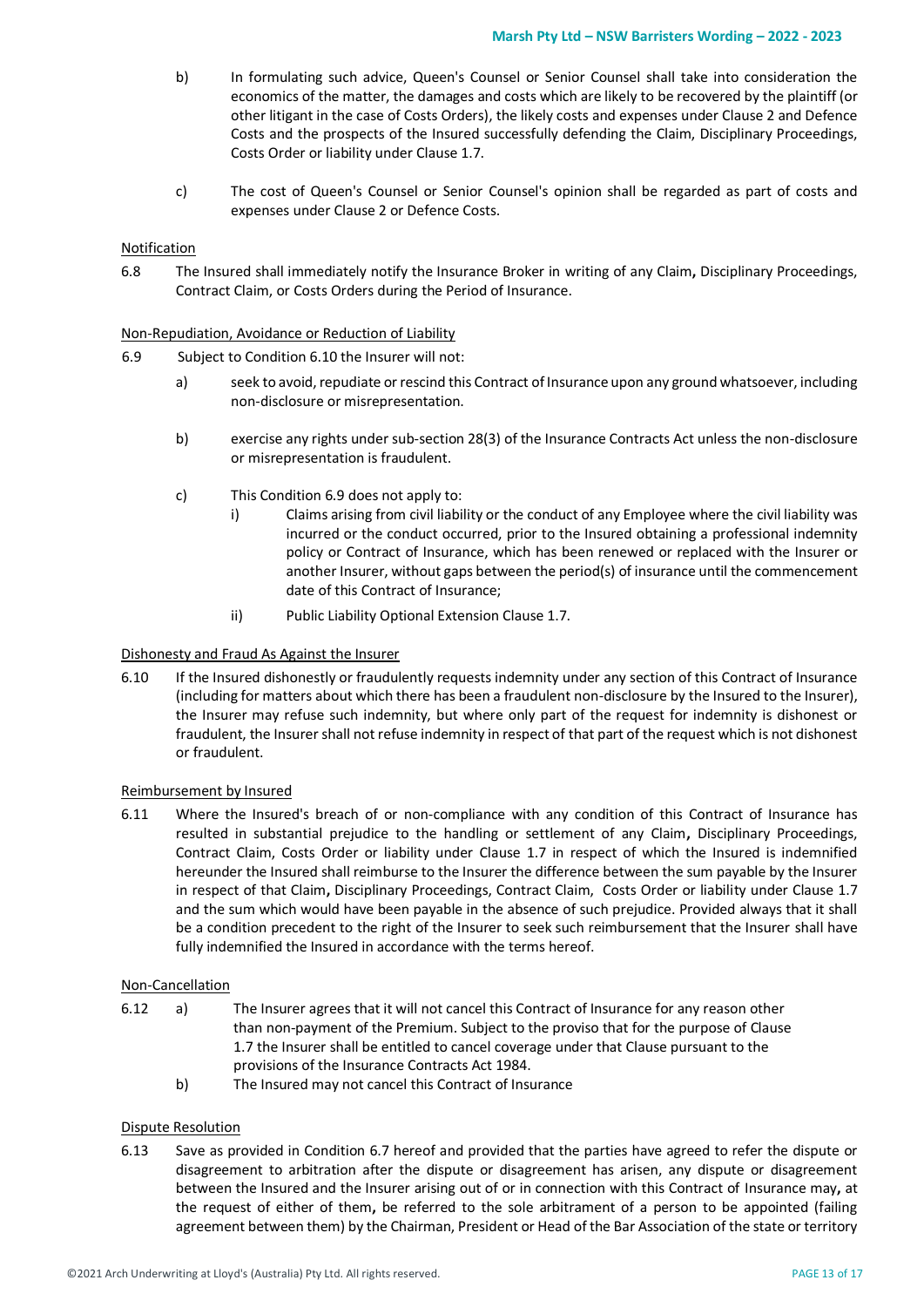b) In formulating such advice, Queen's Counsel or Senior Counsel shall take into consideration the economics of the matter, the damages and costs which are likely to be recovered by the plaintiff (or other litigant in the case of Costs Orders), the likely costs and expenses under Clause 2 and Defence Costs and the prospects of the Insured successfully defending the Claim, Disciplinary Proceedings, Costs Order or liability under Clause 1.7.

c) The cost of Queen's Counsel or Senior Counsel's opinion shall be regarded as part of costs and expenses under Clause 2 or Defence Costs.

<u>Notification</u>

6.8 The Insured shall immediately notify the Insurance Broker in writing of any Claim**,** Disciplinary Proceedings, Contract Claim, or Costs Orders during the Period of Insurance.

<u>Non-Repudiation, Avoidance or Reduction of Liability</u>

6.9 Subject to Condition 6.10 the Insurer will not:

a) seek to avoid, repudiate or rescind this Contract of Insurance upon any ground whatsoever, including non-disclosure or misrepresentation.

b) exercise any rights under sub-section 28(3) of the Insurance Contracts Act unless the non-disclosure or misrepresentation is fraudulent.

c) This Condition 6.9 does not apply to:

i) Claims arising from civil liability or the conduct of any Employee where the civil liability was incurred or the conduct occurred, prior to the Insured obtaining a professional indemnity policy or Contract of Insurance, which has been renewed or replaced with the Insurer or another Insurer, without gaps between the period(s) of insurance until the commencement date of this Contract of Insurance;

ii) Public Liability Optional Extension Clause 1.7.

<u>Dishonesty and Fraud As Against the Insurer</u>

6.10 If the Insured dishonestly or fraudulently requests indemnity under any section of this Contract of Insurance (including for matters about which there has been a fraudulent non-disclosure by the Insured to the Insurer), the Insurer may refuse such indemnity, but where only part of the request for indemnity is dishonest or fraudulent, the Insurer shall not refuse indemnity in respect of that part of the request which is not dishonest or fraudulent.

<u>Reimbursement by Insured</u>

6.11 Where the Insured's breach of or non-compliance with any condition of this Contract of Insurance has resulted in substantial prejudice to the handling or settlement of any Claim**,** Disciplinary Proceedings, Contract Claim, Costs Order or liability under Clause 1.7 in respect of which the Insured is indemnified hereunder the Insured shall reimburse to the Insurer the difference between the sum payable by the Insurer in respect of that Claim**,** Disciplinary Proceedings, Contract Claim, Costs Order or liability under Clause 1.7 and the sum which would have been payable in the absence of such prejudice. Provided always that it shall be a condition precedent to the right of the Insurer to seek such reimbursement that the Insurer shall have fully indemnified the Insured in accordance with the terms hereof.

<u>Non-Cancellation</u>

6.12 a) The Insurer agrees that it will not cancel this Contract of Insurance for any reason other than non-payment of the Premium. Subject to the proviso that for the purpose of Clause 1.7 the Insurer shall be entitled to cancel coverage under that Clause pursuant to the provisions of the Insurance Contracts Act 1984.

b) The Insured may not cancel this Contract of Insurance

<u>Dispute Resolution</u>

6.13 Save as provided in Condition 6.7 hereof and provided that the parties have agreed to refer the dispute or disagreement to arbitration after the dispute or disagreement has arisen, any dispute or disagreement between the Insured and the Insurer arising out of or in connection with this Contract of Insurance may**,** at the request of either of them**,** be referred to the sole arbitrament of a person to be appointed (failing agreement between them) by the Chairman, President or Head of the Bar Association of the state or territory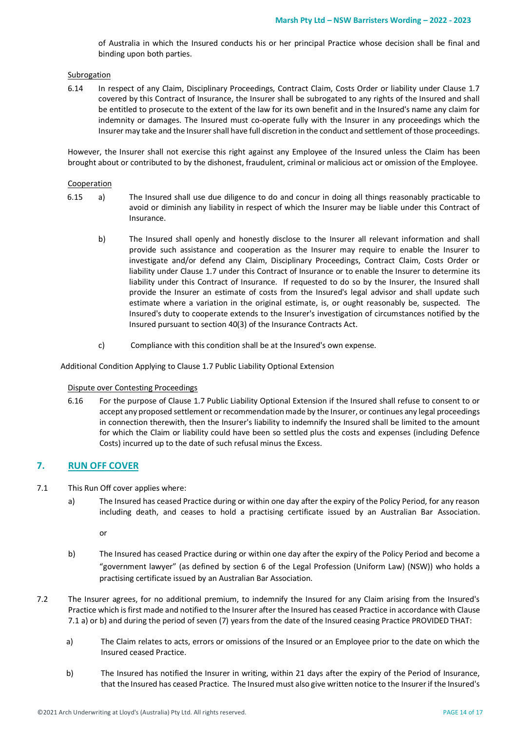of Australia in which the Insured conducts his or her principal Practice whose decision shall be final and binding upon both parties.

Subrogation

6.14 In respect of any Claim, Disciplinary Proceedings, Contract Claim, Costs Order or liability under Clause 1.7 covered by this Contract of Insurance, the Insurer shall be subrogated to any rights of the Insured and shall be entitled to prosecute to the extent of the law for its own benefit and in the Insured's name any claim for indemnity or damages. The Insured must co-operate fully with the Insurer in any proceedings which the Insurer may take and the Insurer shall have full discretion in the conduct and settlement of those proceedings.

However, the Insurer shall not exercise this right against any Employee of the Insured unless the Claim has been brought about or contributed to by the dishonest, fraudulent, criminal or malicious act or omission of the Employee.

Cooperation

6.15 a) The Insured shall use due diligence to do and concur in doing all things reasonably practicable to avoid or diminish any liability in respect of which the Insurer may be liable under this Contract of Insurance.

b) The Insured shall openly and honestly disclose to the Insurer all relevant information and shall provide such assistance and cooperation as the Insurer may require to enable the Insurer to investigate and/or defend any Claim, Disciplinary Proceedings, Contract Claim, Costs Order or liability under Clause 1.7 under this Contract of Insurance or to enable the Insurer to determine its liability under this Contract of Insurance. If requested to do so by the Insurer, the Insured shall provide the Insurer an estimate of costs from the Insured's legal advisor and shall update such estimate where a variation in the original estimate, is, or ought reasonably be, suspected. The Insured's duty to cooperate extends to the Insurer's investigation of circumstances notified by the Insured pursuant to section 40(3) of the Insurance Contracts Act.

c) Compliance with this condition shall be at the Insured's own expense.

Additional Condition Applying to Clause 1.7 Public Liability Optional Extension

Dispute over Contesting Proceedings

6.16 For the purpose of Clause 1.7 Public Liability Optional Extension if the Insured shall refuse to consent to or accept any proposed settlement or recommendation made by the Insurer, or continues any legal proceedings in connection therewith, then the Insurer's liability to indemnify the Insured shall be limited to the amount for which the Claim or liability could have been so settled plus the costs and expenses (including Defence Costs) incurred up to the date of such refusal minus the Excess.

## 7. RUN OFF COVER

7.1 This Run Off cover applies where:

a) The Insured has ceased Practice during or within one day after the expiry of the Policy Period, for any reason including death, and ceases to hold a practising certificate issued by an Australian Bar Association.

or

b) The Insured has ceased Practice during or within one day after the expiry of the Policy Period and become a "government lawyer" (as defined by section 6 of the Legal Profession (Uniform Law) (NSW)) who holds a practising certificate issued by an Australian Bar Association.

7.2 The Insurer agrees, for no additional premium, to indemnify the Insured for any Claim arising from the Insured's Practice which is first made and notified to the Insurer after the Insured has ceased Practice in accordance with Clause 7.1 a) or b) and during the period of seven (7) years from the date of the Insured ceasing Practice PROVIDED THAT:

a) The Claim relates to acts, errors or omissions of the Insured or an Employee prior to the date on which the Insured ceased Practice.

b) The Insured has notified the Insurer in writing, within 21 days after the expiry of the Period of Insurance, that the Insured has ceased Practice. The Insured must also give written notice to the Insurer if the Insured's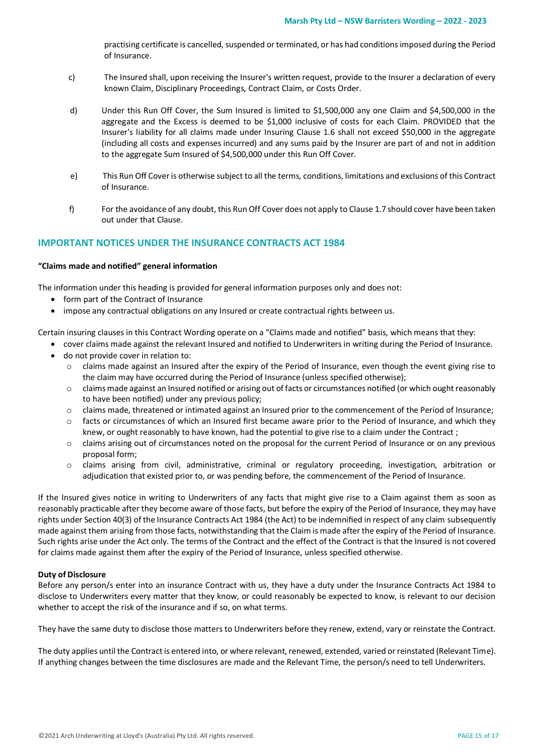practising certificate is cancelled, suspended or terminated, or has had conditions imposed during the Period of Insurance.

c) The Insured shall, upon receiving the Insurer's written request, provide to the Insurer a declaration of every known Claim, Disciplinary Proceedings, Contract Claim, or Costs Order.

d) Under this Run Off Cover, the Sum Insured is limited to $1,500,000 any one Claim and $4,500,000 in the aggregate and the Excess is deemed to be $1,000 inclusive of costs for each Claim. PROVIDED that the Insurer's liability for all claims made under Insuring Clause 1.6 shall not exceed $50,000 in the aggregate (including all costs and expenses incurred) and any sums paid by the Insurer are part of and not in addition to the aggregate Sum Insured of $4,500,000 under this Run Off Cover.

e) This Run Off Cover is otherwise subject to all the terms, conditions, limitations and exclusions of this Contract of Insurance.

f) For the avoidance of any doubt, this Run Off Cover does not apply to Clause 1.7 should cover have been taken out under that Clause.

## IMPORTANT NOTICES UNDER THE INSURANCE CONTRACTS ACT 1984

**"Claims made and notified" general information**

The information under this heading is provided for general information purposes only and does not:

- form part of the Contract of Insurance
- impose any contractual obligations on any Insured or create contractual rights between us.

Certain insuring clauses in this Contract Wording operate on a "Claims made and notified" basis, which means that they:

- cover claims made against the relevant Insured and notified to Underwriters in writing during the Period of Insurance.
- do not provide cover in relation to:
  - claims made against an Insured after the expiry of the Period of Insurance, even though the event giving rise to the claim may have occurred during the Period of Insurance (unless specified otherwise);
  - claims made against an Insured notified or arising out of facts or circumstances notified (or which ought reasonably to have been notified) under any previous policy;
  - claims made, threatened or intimated against an Insured prior to the commencement of the Period of Insurance;
  - facts or circumstances of which an Insured first became aware prior to the Period of Insurance, and which they knew, or ought reasonably to have known, had the potential to give rise to a claim under the Contract ;
  - claims arising out of circumstances noted on the proposal for the current Period of Insurance or on any previous proposal form;
  - claims arising from civil, administrative, criminal or regulatory proceeding, investigation, arbitration or adjudication that existed prior to, or was pending before, the commencement of the Period of Insurance.

If the Insured gives notice in writing to Underwriters of any facts that might give rise to a Claim against them as soon as reasonably practicable after they become aware of those facts, but before the expiry of the Period of Insurance, they may have rights under Section 40(3) of the Insurance Contracts Act 1984 (the Act) to be indemnified in respect of any claim subsequently made against them arising from those facts, notwithstanding that the Claim is made after the expiry of the Period of Insurance. Such rights arise under the Act only. The terms of the Contract and the effect of the Contract is that the Insured is not covered for claims made against them after the expiry of the Period of Insurance, unless specified otherwise.

**Duty of Disclosure**

Before any person/s enter into an insurance Contract with us, they have a duty under the Insurance Contracts Act 1984 to disclose to Underwriters every matter that they know, or could reasonably be expected to know, is relevant to our decision whether to accept the risk of the insurance and if so, on what terms.

They have the same duty to disclose those matters to Underwriters before they renew, extend, vary or reinstate the Contract.

The duty applies until the Contract is entered into, or where relevant, renewed, extended, varied or reinstated (Relevant Time). If anything changes between the time disclosures are made and the Relevant Time, the person/s need to tell Underwriters.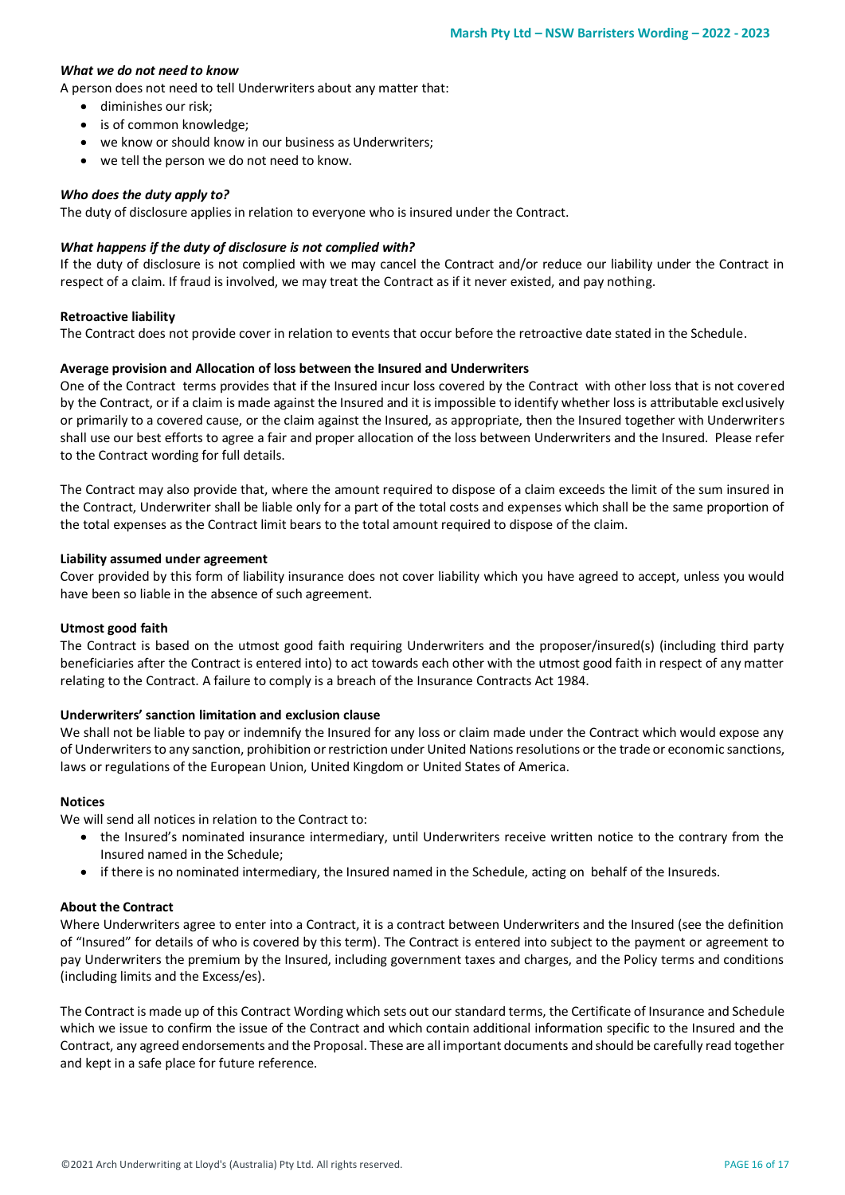***What we do not need to know***

A person does not need to tell Underwriters about any matter that:

- diminishes our risk;
- is of common knowledge;
- we know or should know in our business as Underwriters;
- we tell the person we do not need to know.

***Who does the duty apply to?***

The duty of disclosure applies in relation to everyone who is insured under the Contract.

***What happens if the duty of disclosure is not complied with?***

If the duty of disclosure is not complied with we may cancel the Contract and/or reduce our liability under the Contract in respect of a claim. If fraud is involved, we may treat the Contract as if it never existed, and pay nothing.

**Retroactive liability**

The Contract does not provide cover in relation to events that occur before the retroactive date stated in the Schedule.

**Average provision and Allocation of loss between the Insured and Underwriters**

One of the Contract terms provides that if the Insured incur loss covered by the Contract with other loss that is not covered by the Contract, or if a claim is made against the Insured and it is impossible to identify whether loss is attributable exclusively or primarily to a covered cause, or the claim against the Insured, as appropriate, then the Insured together with Underwriters shall use our best efforts to agree a fair and proper allocation of the loss between Underwriters and the Insured. Please refer to the Contract wording for full details.

The Contract may also provide that, where the amount required to dispose of a claim exceeds the limit of the sum insured in the Contract, Underwriter shall be liable only for a part of the total costs and expenses which shall be the same proportion of the total expenses as the Contract limit bears to the total amount required to dispose of the claim.

**Liability assumed under agreement**

Cover provided by this form of liability insurance does not cover liability which you have agreed to accept, unless you would have been so liable in the absence of such agreement.

**Utmost good faith**

The Contract is based on the utmost good faith requiring Underwriters and the proposer/insured(s) (including third party beneficiaries after the Contract is entered into) to act towards each other with the utmost good faith in respect of any matter relating to the Contract. A failure to comply is a breach of the Insurance Contracts Act 1984.

**Underwriters' sanction limitation and exclusion clause**

We shall not be liable to pay or indemnify the Insured for any loss or claim made under the Contract which would expose any of Underwriters to any sanction, prohibition or restriction under United Nations resolutions or the trade or economic sanctions, laws or regulations of the European Union, United Kingdom or United States of America.

**Notices**

We will send all notices in relation to the Contract to:

- the Insured's nominated insurance intermediary, until Underwriters receive written notice to the contrary from the Insured named in the Schedule;
- if there is no nominated intermediary, the Insured named in the Schedule, acting on behalf of the Insureds.

**About the Contract**

Where Underwriters agree to enter into a Contract, it is a contract between Underwriters and the Insured (see the definition of "Insured" for details of who is covered by this term). The Contract is entered into subject to the payment or agreement to pay Underwriters the premium by the Insured, including government taxes and charges, and the Policy terms and conditions (including limits and the Excess/es).

The Contract is made up of this Contract Wording which sets out our standard terms, the Certificate of Insurance and Schedule which we issue to confirm the issue of the Contract and which contain additional information specific to the Insured and the Contract, any agreed endorsements and the Proposal. These are all important documents and should be carefully read together and kept in a safe place for future reference.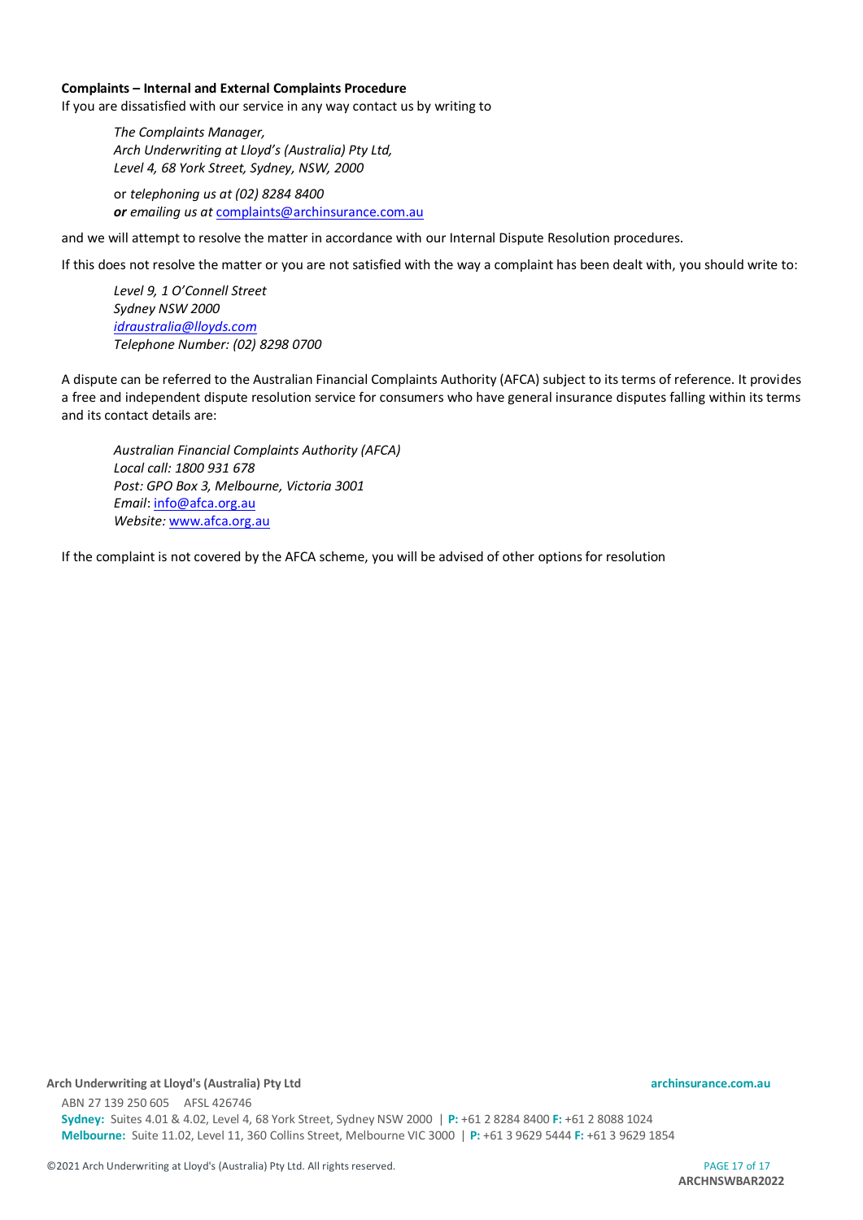**Complaints – Internal and External Complaints Procedure**

If you are dissatisfied with our service in any way contact us by writing to

> *The Complaints Manager,*
> *Arch Underwriting at Lloyd's (Australia) Pty Ltd,*
> *Level 4, 68 York Street, Sydney, NSW, 2000*
>
> or *telephoning us at (02) 8284 8400*
> ***or*** *emailing us at* complaints@archinsurance.com.au

and we will attempt to resolve the matter in accordance with our Internal Dispute Resolution procedures.

If this does not resolve the matter or you are not satisfied with the way a complaint has been dealt with, you should write to:

> *Level 9, 1 O'Connell Street*
> *Sydney NSW 2000*
> *idraustralia@lloyds.com*
> *Telephone Number: (02) 8298 0700*

A dispute can be referred to the Australian Financial Complaints Authority (AFCA) subject to its terms of reference. It provides a free and independent dispute resolution service for consumers who have general insurance disputes falling within its terms and its contact details are:

> *Australian Financial Complaints Authority (AFCA)*
> *Local call: 1800 931 678*
> *Post: GPO Box 3, Melbourne, Victoria 3001*
> *Email*: info@afca.org.au
> *Website:* www.afca.org.au

If the complaint is not covered by the AFCA scheme, you will be advised of other options for resolution